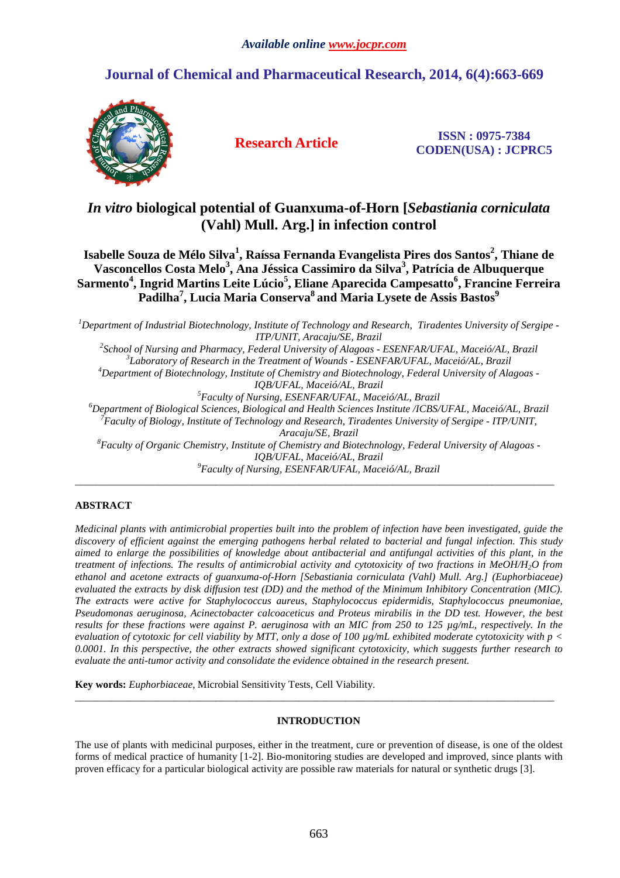*Available online www.jocpr.com*

# Journal of Chemical and Pharmaceutical Research, 2014, 6(4):663-669

**Research Article**

**ISSN : 0975-7384**
**CODEN(USA) : JCPRC5**

# *In vitro* biological potential of Guanxuma-of-Horn [*Sebastiania corniculata* (Vahl) Mull. Arg.] in infection control

**Isabelle Souza de Mélo Silva[1], Raíssa Fernanda Evangelista Pires dos Santos[2], Thiane de Vasconcellos Costa Melo[3], Ana Jéssica Cassimiro da Silva[3], Patrícia de Albuquerque Sarmento[4], Ingrid Martins Leite Lúcio[5], Eliane Aparecida Campesatto[6], Francine Ferreira Padilha[7], Lucia Maria Conserva[8] and Maria Lysete de Assis Bastos[9]**

[1]*Department of Industrial Biotechnology, Institute of Technology and Research, Tiradentes University of Sergipe - ITP/UNIT, Aracaju/SE, Brazil*
[2]*School of Nursing and Pharmacy, Federal University of Alagoas - ESENFAR/UFAL, Maceió/AL, Brazil*
[3]*Laboratory of Research in the Treatment of Wounds - ESENFAR/UFAL, Maceió/AL, Brazil*
[4]*Department of Biotechnology, Institute of Chemistry and Biotechnology, Federal University of Alagoas - IQB/UFAL, Maceió/AL, Brazil*
[5]*Faculty of Nursing, ESENFAR/UFAL, Maceió/AL, Brazil*
[6]*Department of Biological Sciences, Biological and Health Sciences Institute /ICBS/UFAL, Maceió/AL, Brazil*
[7]*Faculty of Biology, Institute of Technology and Research, Tiradentes University of Sergipe - ITP/UNIT, Aracaju/SE, Brazil*
[8]*Faculty of Organic Chemistry, Institute of Chemistry and Biotechnology, Federal University of Alagoas - IQB/UFAL, Maceió/AL, Brazil*
[9]*Faculty of Nursing, ESENFAR/UFAL, Maceió/AL, Brazil*

---

## ABSTRACT

*Medicinal plants with antimicrobial properties built into the problem of infection have been investigated, guide the discovery of efficient against the emerging pathogens herbal related to bacterial and fungal infection. This study aimed to enlarge the possibilities of knowledge about antibacterial and antifungal activities of this plant, in the treatment of infections. The results of antimicrobial activity and cytotoxicity of two fractions in MeOH/$H_2O$ from ethanol and acetone extracts of guanxuma-of-Horn [Sebastiania corniculata (Vahl) Mull. Arg.] (Euphorbiaceae) evaluated the extracts by disk diffusion test (DD) and the method of the Minimum Inhibitory Concentration (MIC). The extracts were active for Staphylococcus aureus, Staphylococcus epidermidis, Staphylococcus pneumoniae, Pseudomonas aeruginosa, Acinectobacter calcoaceticus and Proteus mirabilis in the DD test. However, the best results for these fractions were against P. aeruginosa with an MIC from 250 to 125 µg/mL, respectively. In the evaluation of cytotoxic for cell viability by MTT, only a dose of 100 µg/mL exhibited moderate cytotoxicity with $p < 0.0001$. In this perspective, the other extracts showed significant cytotoxicity, which suggests further research to evaluate the anti-tumor activity and consolidate the evidence obtained in the research present.*

**Key words:** *Euphorbiaceae*, Microbial Sensitivity Tests, Cell Viability.

---

## INTRODUCTION

The use of plants with medicinal purposes, either in the treatment, cure or prevention of disease, is one of the oldest forms of medical practice of humanity [1-2]. Bio-monitoring studies are developed and improved, since plants with proven efficacy for a particular biological activity are possible raw materials for natural or synthetic drugs [3].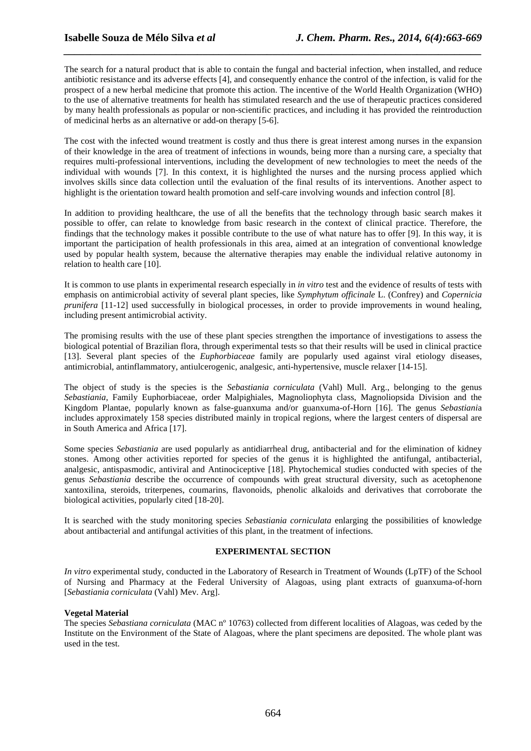The search for a natural product that is able to contain the fungal and bacterial infection, when installed, and reduce antibiotic resistance and its adverse effects [4], and consequently enhance the control of the infection, is valid for the prospect of a new herbal medicine that promote this action. The incentive of the World Health Organization (WHO) to the use of alternative treatments for health has stimulated research and the use of therapeutic practices considered by many health professionals as popular or non-scientific practices, and including it has provided the reintroduction of medicinal herbs as an alternative or add-on therapy [5-6].

The cost with the infected wound treatment is costly and thus there is great interest among nurses in the expansion of their knowledge in the area of treatment of infections in wounds, being more than a nursing care, a specialty that requires multi-professional interventions, including the development of new technologies to meet the needs of the individual with wounds [7]. In this context, it is highlighted the nurses and the nursing process applied which involves skills since data collection until the evaluation of the final results of its interventions. Another aspect to highlight is the orientation toward health promotion and self-care involving wounds and infection control [8].

In addition to providing healthcare, the use of all the benefits that the technology through basic search makes it possible to offer, can relate to knowledge from basic research in the context of clinical practice. Therefore, the findings that the technology makes it possible contribute to the use of what nature has to offer [9]. In this way, it is important the participation of health professionals in this area, aimed at an integration of conventional knowledge used by popular health system, because the alternative therapies may enable the individual relative autonomy in relation to health care [10].

It is common to use plants in experimental research especially in *in vitro* test and the evidence of results of tests with emphasis on antimicrobial activity of several plant species, like *Symphytum officinale* L. (Confrey) and *Copernicia prunifera* [11-12] used successfully in biological processes, in order to provide improvements in wound healing, including present antimicrobial activity.

The promising results with the use of these plant species strengthen the importance of investigations to assess the biological potential of Brazilian flora, through experimental tests so that their results will be used in clinical practice [13]. Several plant species of the *Euphorbiaceae* family are popularly used against viral etiology diseases, antimicrobial, antinflammatory, antiulcerogenic, analgesic, anti-hypertensive, muscle relaxer [14-15].

The object of study is the species is the *Sebastiania corniculata* (Vahl) Mull. Arg., belonging to the genus *Sebastiania*, Family Euphorbiaceae, order Malpighiales, Magnoliophyta class, Magnoliopsida Division and the Kingdom Plantae, popularly known as false-guanxuma and/or guanxuma-of-Horn [16]. The genus *Sebastiani*a includes approximately 158 species distributed mainly in tropical regions, where the largest centers of dispersal are in South America and Africa [17].

Some species *Sebastiania* are used popularly as antidiarrheal drug, antibacterial and for the elimination of kidney stones. Among other activities reported for species of the genus it is highlighted the antifungal, antibacterial, analgesic, antispasmodic, antiviral and Antinociceptive [18]. Phytochemical studies conducted with species of the genus *Sebastiania* describe the occurrence of compounds with great structural diversity, such as acetophenone xantoxilina, steroids, triterpenes, coumarins, flavonoids, phenolic alkaloids and derivatives that corroborate the biological activities, popularly cited [18-20].

It is searched with the study monitoring species *Sebastiania corniculata* enlarging the possibilities of knowledge about antibacterial and antifungal activities of this plant, in the treatment of infections.

## EXPERIMENTAL SECTION

*In vitro* experimental study, conducted in the Laboratory of Research in Treatment of Wounds (LpTF) of the School of Nursing and Pharmacy at the Federal University of Alagoas, using plant extracts of guanxuma-of-horn [*Sebastiania corniculata* (Vahl) Mev. Arg].

### Vegetal Material

The species *Sebastiana corniculata* (MAC nº 10763) collected from different localities of Alagoas, was ceded by the Institute on the Environment of the State of Alagoas, where the plant specimens are deposited. The whole plant was used in the test.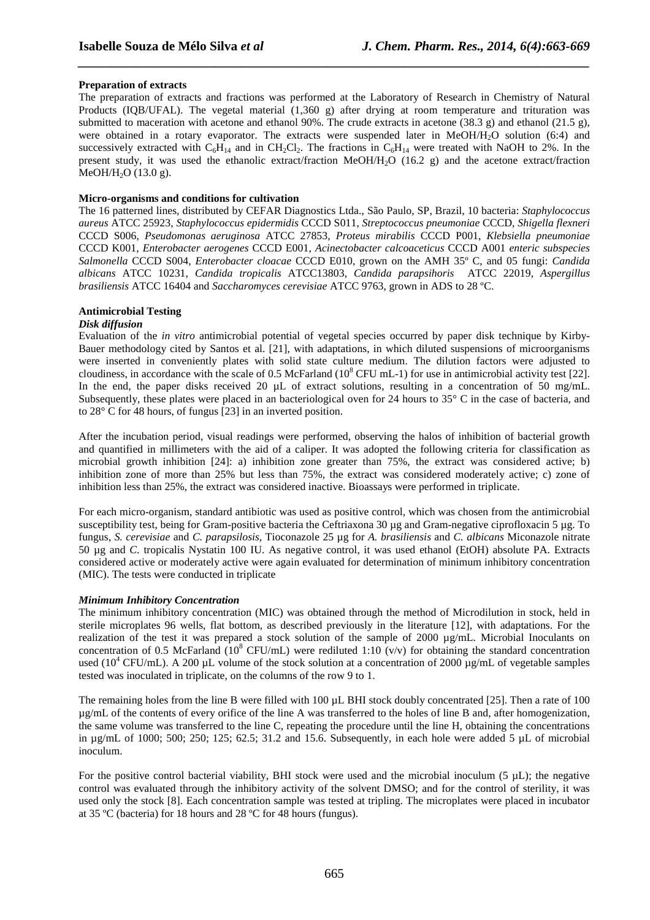**Preparation of extracts**

The preparation of extracts and fractions was performed at the Laboratory of Research in Chemistry of Natural Products (IQB/UFAL). The vegetal material (1,360 g) after drying at room temperature and trituration was submitted to maceration with acetone and ethanol 90%. The crude extracts in acetone (38.3 g) and ethanol (21.5 g), were obtained in a rotary evaporator. The extracts were suspended later in $MeOH/H_2O$ solution (6:4) and successively extracted with $C_6H_{14}$ and in $CH_2Cl_2$. The fractions in $C_6H_{14}$ were treated with NaOH to 2%. In the present study, it was used the ethanolic extract/fraction $MeOH/H_2O$ (16.2 g) and the acetone extract/fraction $MeOH/H_2O$ (13.0 g).

**Micro-organisms and conditions for cultivation**

The 16 patterned lines, distributed by CEFAR Diagnostics Ltda., São Paulo, SP, Brazil, 10 bacteria: *Staphylococcus aureus* ATCC 25923, *Staphylococcus epidermidis* CCCD S011, *Streptococcus pneumoniae* CCCD, *Shigella flexneri* CCCD S006, *Pseudomonas aeruginosa* ATCC 27853, *Proteus mirabilis* CCCD P001, *Klebsiella pneumoniae* CCCD K001, *Enterobacter aerogenes* CCCD E001, *Acinectobacter calcoaceticus* CCCD A001 *enteric subspecies Salmonella* CCCD S004, *Enterobacter cloacae* CCCD E010, grown on the AMH 35º C, and 05 fungi: *Candida albicans* ATCC 10231, *Candida tropicalis* ATCC13803, *Candida parapsihoris* ATCC 22019, *Aspergillus brasiliensis* ATCC 16404 and *Saccharomyces cerevisiae* ATCC 9763, grown in ADS to 28 ºC.

**Antimicrobial Testing**

***Disk diffusion***

Evaluation of the *in vitro* antimicrobial potential of vegetal species occurred by paper disk technique by Kirby-Bauer methodology cited by Santos et al. [21], with adaptations, in which diluted suspensions of microorganisms were inserted in conveniently plates with solid state culture medium. The dilution factors were adjusted to cloudiness, in accordance with the scale of 0.5 McFarland ($10^8$ CFU mL-1) for use in antimicrobial activity test [22]. In the end, the paper disks received 20 µL of extract solutions, resulting in a concentration of 50 mg/mL. Subsequently, these plates were placed in an bacteriological oven for 24 hours to 35° C in the case of bacteria, and to 28° C for 48 hours, of fungus [23] in an inverted position.

After the incubation period, visual readings were performed, observing the halos of inhibition of bacterial growth and quantified in millimeters with the aid of a caliper. It was adopted the following criteria for classification as microbial growth inhibition [24]: a) inhibition zone greater than 75%, the extract was considered active; b) inhibition zone of more than 25% but less than 75%, the extract was considered moderately active; c) zone of inhibition less than 25%, the extract was considered inactive. Bioassays were performed in triplicate.

For each micro-organism, standard antibiotic was used as positive control, which was chosen from the antimicrobial susceptibility test, being for Gram-positive bacteria the Ceftriaxona 30 µg and Gram-negative ciprofloxacin 5 µg. To fungus, *S. cerevisiae* and *C. parapsilosis*, Tioconazole 25 µg for *A. brasiliensis* and *C. albicans* Miconazole nitrate 50 µg and *C.* tropicalis Nystatin 100 IU. As negative control, it was used ethanol (EtOH) absolute PA. Extracts considered active or moderately active were again evaluated for determination of minimum inhibitory concentration (MIC). The tests were conducted in triplicate

***Minimum Inhibitory Concentration***

The minimum inhibitory concentration (MIC) was obtained through the method of Microdilution in stock, held in sterile microplates 96 wells, flat bottom, as described previously in the literature [12], with adaptations. For the realization of the test it was prepared a stock solution of the sample of 2000 µg/mL. Microbial Inoculants on concentration of 0.5 McFarland ($10^8$ CFU/mL) were rediluted 1:10 (v/v) for obtaining the standard concentration used ($10^4$ CFU/mL). A 200 µL volume of the stock solution at a concentration of 2000 µg/mL of vegetable samples tested was inoculated in triplicate, on the columns of the row 9 to 1.

The remaining holes from the line B were filled with 100 µL BHI stock doubly concentrated [25]. Then a rate of 100 µg/mL of the contents of every orifice of the line A was transferred to the holes of line B and, after homogenization, the same volume was transferred to the line C, repeating the procedure until the line H, obtaining the concentrations in µg/mL of 1000; 500; 250; 125; 62.5; 31.2 and 15.6. Subsequently, in each hole were added 5 µL of microbial inoculum.

For the positive control bacterial viability, BHI stock were used and the microbial inoculum (5 µL); the negative control was evaluated through the inhibitory activity of the solvent DMSO; and for the control of sterility, it was used only the stock [8]. Each concentration sample was tested at tripling. The microplates were placed in incubator at 35 ºC (bacteria) for 18 hours and 28 ºC for 48 hours (fungus).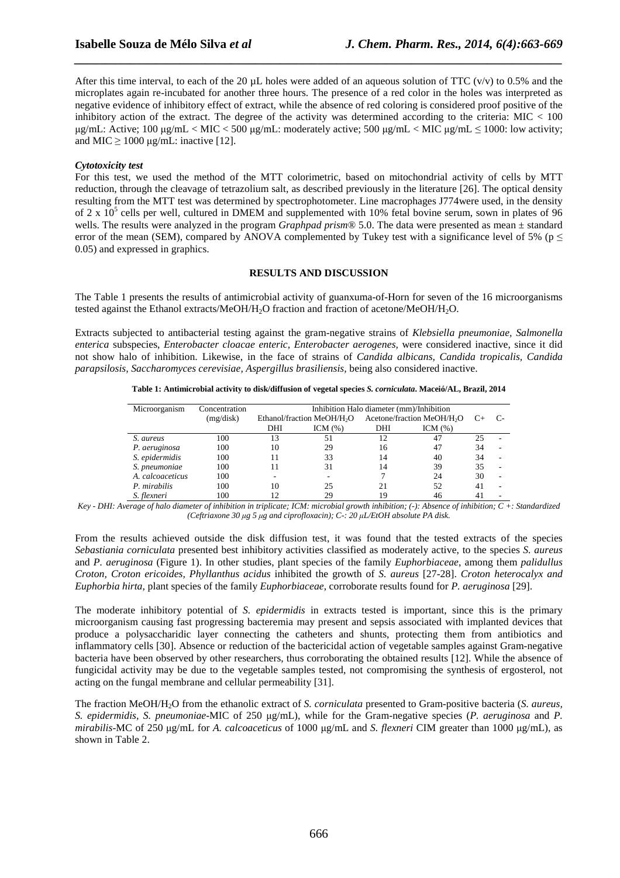After this time interval, to each of the 20 µL holes were added of an aqueous solution of TTC (v/v) to 0.5% and the microplates again re-incubated for another three hours. The presence of a red color in the holes was interpreted as negative evidence of inhibitory effect of extract, while the absence of red coloring is considered proof positive of the inhibitory action of the extract. The degree of the activity was determined according to the criteria: MIC < 100 µg/mL: Active; 100 µg/mL < MIC < 500 µg/mL: moderately active; 500 µg/mL < MIC µg/mL ≤ 1000: low activity; and MIC ≥ 1000 µg/mL: inactive [12].

### *Cytotoxicity test*

For this test, we used the method of the MTT colorimetric, based on mitochondrial activity of cells by MTT reduction, through the cleavage of tetrazolium salt, as described previously in the literature [26]. The optical density resulting from the MTT test was determined by spectrophotometer. Line macrophages J774were used, in the density of $2 \times 10^5$ cells per well, cultured in DMEM and supplemented with 10% fetal bovine serum, sown in plates of 96 wells. The results were analyzed in the program *Graphpad prism®* 5.0. The data were presented as mean ± standard error of the mean (SEM), compared by ANOVA complemented by Tukey test with a significance level of 5% ($p \leq 0.05$) and expressed in graphics.

## RESULTS AND DISCUSSION

The Table 1 presents the results of antimicrobial activity of guanxuma-of-Horn for seven of the 16 microorganisms tested against the Ethanol extracts/MeOH/$H_2O$ fraction and fraction of acetone/MeOH/$H_2O$.

Extracts subjected to antibacterial testing against the gram-negative strains of *Klebsiella pneumoniae, Salmonella enterica* subspecies, *Enterobacter cloacae enteric, Enterobacter aerogenes,* were considered inactive, since it did not show halo of inhibition. Likewise, in the face of strains of *Candida albicans, Candida tropicalis, Candida parapsilosis, Saccharomyces cerevisiae, Aspergillus brasiliensis,* being also considered inactive.

**Table 1: Antimicrobial activity to disk/diffusion of vegetal species *S. corniculata*. Maceió/AL, Brazil, 2014**

| Microorganism | Concentration (mg/disk) | Inhibition Halo diameter (mm)/Inhibition | | | | | |
|---|---|---|---|---|---|---|---|
| | | Ethanol/fraction MeOH/$H_2O$ | | Acetone/fraction MeOH/$H_2O$ | | C+ | C- |
| | | DHI | ICM (%) | DHI | ICM (%) | | |
| *S. aureus* | 100 | 13 | 51 | 12 | 47 | 25 | - |
| *P. aeruginosa* | 100 | 10 | 29 | 16 | 47 | 34 | - |
| *S. epidermidis* | 100 | 11 | 33 | 14 | 40 | 34 | - |
| *S. pneumoniae* | 100 | 11 | 31 | 14 | 39 | 35 | - |
| *A. calcoaceticus* | 100 | - | - | 7 | 24 | 30 | - |
| *P. mirabilis* | 100 | 10 | 25 | 21 | 52 | 41 | - |
| *S. flexneri* | 100 | 12 | 29 | 19 | 46 | 41 | - |

*Key - DHI: Average of halo diameter of inhibition in triplicate; ICM: microbial growth inhibition; (-): Absence of inhibition; C +: Standardized (Ceftriaxone 30 µg 5 µg and ciprofloxacin); C-: 20 µL/EtOH absolute PA disk.*

From the results achieved outside the disk diffusion test, it was found that the tested extracts of the species *Sebastiania corniculata* presented best inhibitory activities classified as moderately active, to the species *S. aureus* and *P. aeruginosa* (Figure 1). In other studies, plant species of the family *Euphorbiaceae*, among them *palidullus Croton, Croton ericoides, Phyllanthus acidus* inhibited the growth of *S. aureus* [27-28]. *Croton heterocalyx and Euphorbia hirta,* plant species of the family *Euphorbiaceae*, corroborate results found for *P. aeruginosa* [29].

The moderate inhibitory potential of *S. epidermidis* in extracts tested is important, since this is the primary microorganism causing fast progressing bacteremia may present and sepsis associated with implanted devices that produce a polysaccharidic layer connecting the catheters and shunts, protecting them from antibiotics and inflammatory cells [30]. Absence or reduction of the bactericidal action of vegetable samples against Gram-negative bacteria have been observed by other researchers, thus corroborating the obtained results [12]. While the absence of fungicidal activity may be due to the vegetable samples tested, not compromising the synthesis of ergosterol, not acting on the fungal membrane and cellular permeability [31].

The fraction MeOH/$H_2O$ from the ethanolic extract of *S. corniculata* presented to Gram-positive bacteria (*S. aureus, S. epidermidis, S. pneumoniae*-MIC of 250 µg/mL), while for the Gram-negative species (*P. aeruginosa* and *P. mirabilis*-MC of 250 µg/mL for *A. calcoaceticus* of 1000 µg/mL and *S. flexneri* CIM greater than 1000 µg/mL), as shown in Table 2.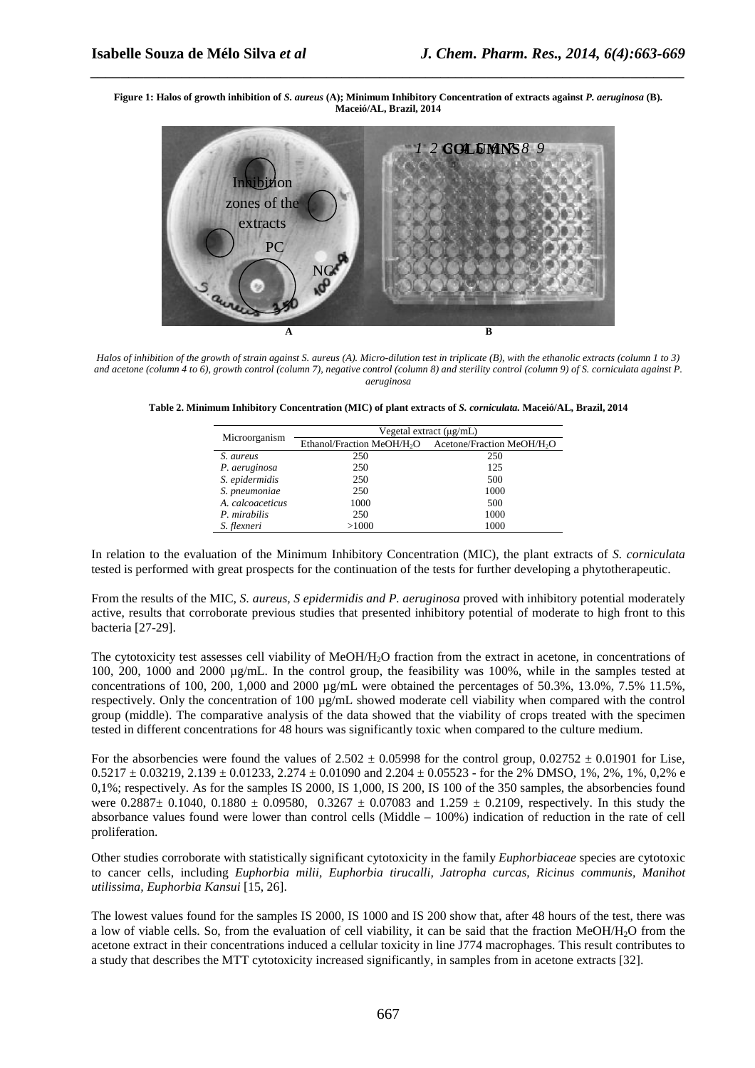**Figure 1: Halos of growth inhibition of *S. aureus* (A); Minimum Inhibitory Concentration of extracts against *P. aeruginosa* (B). Maceió/AL, Brazil, 2014**

*Halos of inhibition of the growth of strain against S. aureus (A). Micro-dilution test in triplicate (B), with the ethanolic extracts (column 1 to 3) and acetone (column 4 to 6), growth control (column 7), negative control (column 8) and sterility control (column 9) of S. corniculata against P. aeruginosa*

**Table 2. Minimum Inhibitory Concentration (MIC) of plant extracts of *S. corniculata.* Maceió/AL, Brazil, 2014**

| Microorganism | Vegetal extract (µg/mL) | |
|---|---|---|
| | Ethanol/Fraction MeOH/$H_2O$ | Acetone/Fraction MeOH/$H_2O$ |
| *S. aureus* | 250 | 250 |
| *P. aeruginosa* | 250 | 125 |
| *S. epidermidis* | 250 | 500 |
| *S. pneumoniae* | 250 | 1000 |
| *A. calcoaceticus* | 1000 | 500 |
| *P. mirabilis* | 250 | 1000 |
| *S. flexneri* | >1000 | 1000 |

In relation to the evaluation of the Minimum Inhibitory Concentration (MIC), the plant extracts of *S. corniculata* tested is performed with great prospects for the continuation of the tests for further developing a phytotherapeutic.

From the results of the MIC, *S. aureus, S epidermidis and P. aeruginosa* proved with inhibitory potential moderately active, results that corroborate previous studies that presented inhibitory potential of moderate to high front to this bacteria [27-29].

The cytotoxicity test assesses cell viability of MeOH/$H_2O$ fraction from the extract in acetone, in concentrations of 100, 200, 1000 and 2000 µg/mL. In the control group, the feasibility was 100%, while in the samples tested at concentrations of 100, 200, 1,000 and 2000 µg/mL were obtained the percentages of 50.3%, 13.0%, 7.5% 11.5%, respectively. Only the concentration of 100 µg/mL showed moderate cell viability when compared with the control group (middle). The comparative analysis of the data showed that the viability of crops treated with the specimen tested in different concentrations for 48 hours was significantly toxic when compared to the culture medium.

For the absorbencies were found the values of $2.502 \pm 0.05998$ for the control group, $0.02752 \pm 0.01901$ for Lise, $0.5217 \pm 0.03219$, $2.139 \pm 0.01233$, $2.274 \pm 0.01090$ and $2.204 \pm 0.05523$ - for the 2% DMSO, 1%, 2%, 1%, 0,2% e 0,1%; respectively. As for the samples IS 2000, IS 1,000, IS 200, IS 100 of the 350 samples, the absorbencies found were $0.2887 \pm 0.1040$, $0.1880 \pm 0.09580$, $0.3267 \pm 0.07083$ and $1.259 \pm 0.2109$, respectively. In this study the absorbance values found were lower than control cells (Middle – 100%) indication of reduction in the rate of cell proliferation.

Other studies corroborate with statistically significant cytotoxicity in the family *Euphorbiaceae* species are cytotoxic to cancer cells, including *Euphorbia milii, Euphorbia tirucalli, Jatropha curcas, Ricinus communis, Manihot utilissima, Euphorbia Kansui* [15, 26].

The lowest values found for the samples IS 2000, IS 1000 and IS 200 show that, after 48 hours of the test, there was a low of viable cells. So, from the evaluation of cell viability, it can be said that the fraction MeOH/$H_2O$ from the acetone extract in their concentrations induced a cellular toxicity in line J774 macrophages. This result contributes to a study that describes the MTT cytotoxicity increased significantly, in samples from in acetone extracts [32].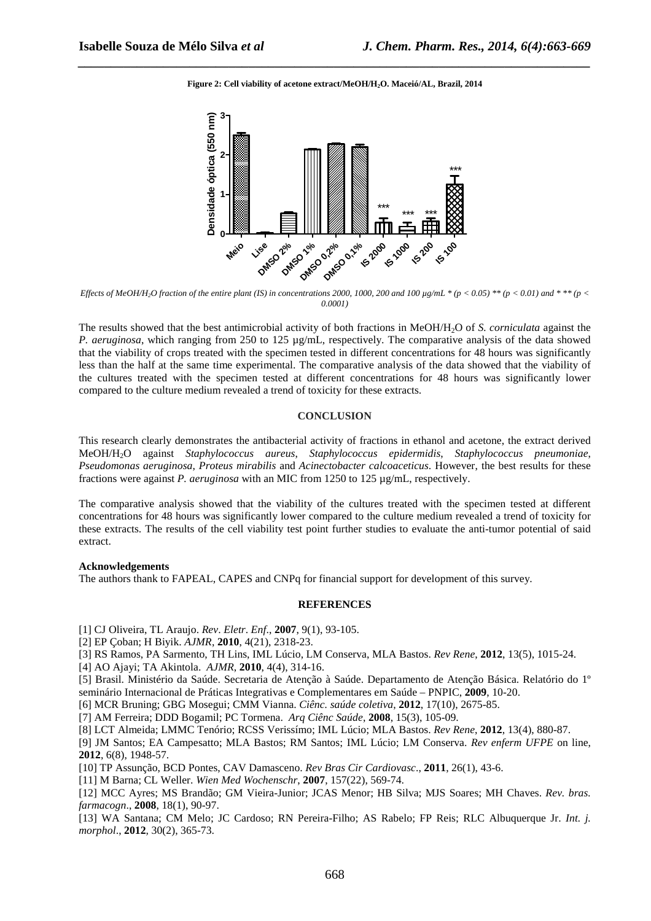**Figure 2: Cell viability of acetone extract/MeOH/$H_2O$. Maceió/AL, Brazil, 2014**

*Effects of MeOH/$H_2O$ fraction of the entire plant (IS) in concentrations 2000, 1000, 200 and 100 µg/mL * ($p < 0.05$) ** ($p < 0.01$) and * ** ($p < 0.0001$)*

The results showed that the best antimicrobial activity of both fractions in MeOH/$H_2O$ of *S. corniculata* against the *P. aeruginosa*, which ranging from 250 to 125 µg/mL, respectively. The comparative analysis of the data showed that the viability of crops treated with the specimen tested in different concentrations for 48 hours was significantly less than the half at the same time experimental. The comparative analysis of the data showed that the viability of the cultures treated with the specimen tested at different concentrations for 48 hours was significantly lower compared to the culture medium revealed a trend of toxicity for these extracts.

## CONCLUSION

This research clearly demonstrates the antibacterial activity of fractions in ethanol and acetone, the extract derived MeOH/$H_2O$ against *Staphylococcus aureus, Staphylococcus epidermidis, Staphylococcus pneumoniae, Pseudomonas aeruginosa, Proteus mirabilis* and *Acinectobacter calcoaceticus*. However, the best results for these fractions were against *P. aeruginosa* with an MIC from 1250 to 125 µg/mL, respectively.

The comparative analysis showed that the viability of the cultures treated with the specimen tested at different concentrations for 48 hours was significantly lower compared to the culture medium revealed a trend of toxicity for these extracts. The results of the cell viability test point further studies to evaluate the anti-tumor potential of said extract.

**Acknowledgements**

The authors thank to FAPEAL, CAPES and CNPq for financial support for development of this survey.

## REFERENCES

[1] CJ Oliveira, TL Araujo. *Rev. Eletr. Enf.*, **2007**, 9(1), 93-105.

[2] EP Çoban; H Biyik. *AJMR*, **2010**, 4(21), 2318-23.

[3] RS Ramos, PA Sarmento, TH Lins, IML Lúcio, LM Conserva, MLA Bastos. *Rev Rene*, **2012**, 13(5), 1015-24.

[4] AO Ajayi; TA Akintola. *AJMR*, **2010**, 4(4), 314-16.

[5] Brasil. Ministério da Saúde. Secretaria de Atenção à Saúde. Departamento de Atenção Básica. Relatório do 1º seminário Internacional de Práticas Integrativas e Complementares em Saúde – PNPIC, **2009**, 10-20.

[6] MCR Bruning; GBG Mosegui; CMM Vianna. *Ciênc. saúde coletiva*, **2012**, 17(10), 2675-85.

[7] AM Ferreira; DDD Bogamil; PC Tormena. *Arq Ciênc Saúde*, **2008**, 15(3), 105-09.

[8] LCT Almeida; LMMC Tenório; RCSS Verissímo; IML Lúcio; MLA Bastos. *Rev Rene*, **2012**, 13(4), 880-87.

[9] JM Santos; EA Campesatto; MLA Bastos; RM Santos; IML Lúcio; LM Conserva. *Rev enferm UFPE* on line, **2012**, 6(8), 1948-57.

[10] TP Assunção, BCD Pontes, CAV Damasceno. *Rev Bras Cir Cardiovasc.*, **2011**, 26(1), 43-6.

[11] M Barna; CL Weller. *Wien Med Wochenschr*, **2007**, 157(22), 569-74.

[12] MCC Ayres; MS Brandão; GM Vieira-Junior; JCAS Menor; HB Silva; MJS Soares; MH Chaves. *Rev. bras. farmacogn.*, **2008**, 18(1), 90-97.

[13] WA Santana; CM Melo; JC Cardoso; RN Pereira-Filho; AS Rabelo; FP Reis; RLC Albuquerque Jr. *Int. j. morphol.*, **2012**, 30(2), 365-73.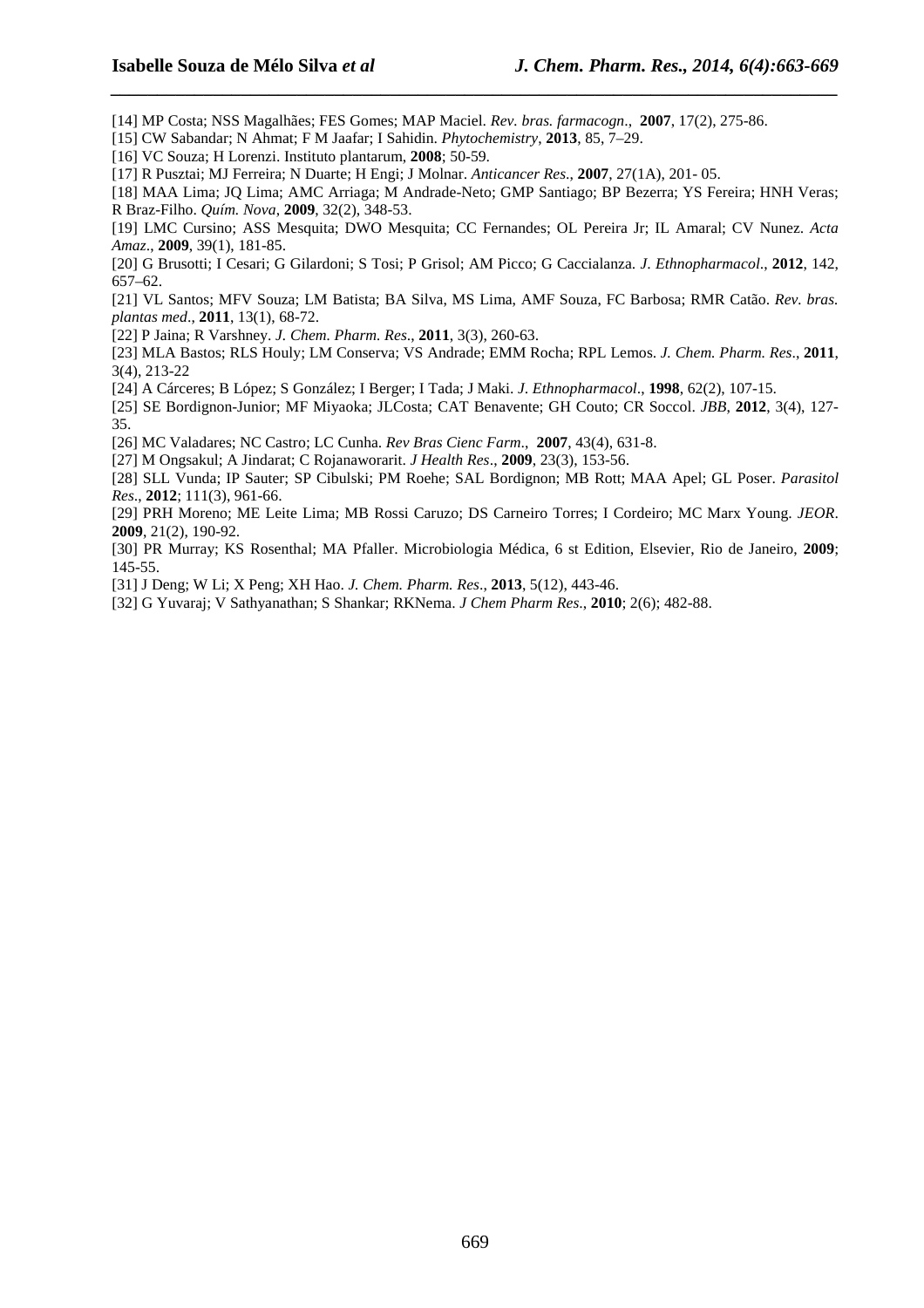[14] MP Costa; NSS Magalhães; FES Gomes; MAP Maciel. *Rev. bras. farmacogn*., **2007**, 17(2), 275-86.

[15] CW Sabandar; N Ahmat; F M Jaafar; I Sahidin. *Phytochemistry*, **2013**, 85, 7–29.

[16] VC Souza; H Lorenzi. Instituto plantarum, **2008**; 50-59.

[17] R Pusztai; MJ Ferreira; N Duarte; H Engi; J Molnar. *Anticancer Res*., **2007**, 27(1A), 201- 05.

[18] MAA Lima; JQ Lima; AMC Arriaga; M Andrade-Neto; GMP Santiago; BP Bezerra; YS Fereira; HNH Veras; R Braz-Filho. *Quím. Nova*, **2009**, 32(2), 348-53.

[19] LMC Cursino; ASS Mesquita; DWO Mesquita; CC Fernandes; OL Pereira Jr; IL Amaral; CV Nunez. *Acta Amaz*., **2009**, 39(1), 181-85.

[20] G Brusotti; I Cesari; G Gilardoni; S Tosi; P Grisol; AM Picco; G Caccialanza. *J. Ethnopharmacol*., **2012**, 142, 657–62.

[21] VL Santos; MFV Souza; LM Batista; BA Silva, MS Lima, AMF Souza, FC Barbosa; RMR Catão. *Rev. bras. plantas med*., **2011**, 13(1), 68-72.

[22] P Jaina; R Varshney. *J. Chem. Pharm. Res*., **2011**, 3(3), 260-63.

[23] MLA Bastos; RLS Houly; LM Conserva; VS Andrade; EMM Rocha; RPL Lemos. *J. Chem. Pharm. Res*., **2011**, 3(4), 213-22

[24] A Cárceres; B López; S González; I Berger; I Tada; J Maki. *J. Ethnopharmacol*., **1998**, 62(2), 107-15.

[25] SE Bordignon-Junior; MF Miyaoka; JLCosta; CAT Benavente; GH Couto; CR Soccol. *JBB*, **2012**, 3(4), 127-35.

[26] MC Valadares; NC Castro; LC Cunha. *Rev Bras Cienc Farm*., **2007**, 43(4), 631-8.

[27] M Ongsakul; A Jindarat; C Rojanaworarit. *J Health Res*., **2009**, 23(3), 153-56.

[28] SLL Vunda; IP Sauter; SP Cibulski; PM Roehe; SAL Bordignon; MB Rott; MAA Apel; GL Poser. *Parasitol Res*., **2012**; 111(3), 961-66.

[29] PRH Moreno; ME Leite Lima; MB Rossi Caruzo; DS Carneiro Torres; I Cordeiro; MC Marx Young. *JEOR*. **2009**, 21(2), 190-92.

[30] PR Murray; KS Rosenthal; MA Pfaller. Microbiologia Médica, 6 st Edition, Elsevier, Rio de Janeiro, **2009**; 145-55.

[31] J Deng; W Li; X Peng; XH Hao. *J. Chem. Pharm. Res*., **2013**, 5(12), 443-46.

[32] G Yuvaraj; V Sathyanathan; S Shankar; RKNema. *J Chem Pharm Res*., **2010**; 2(6); 482-88.